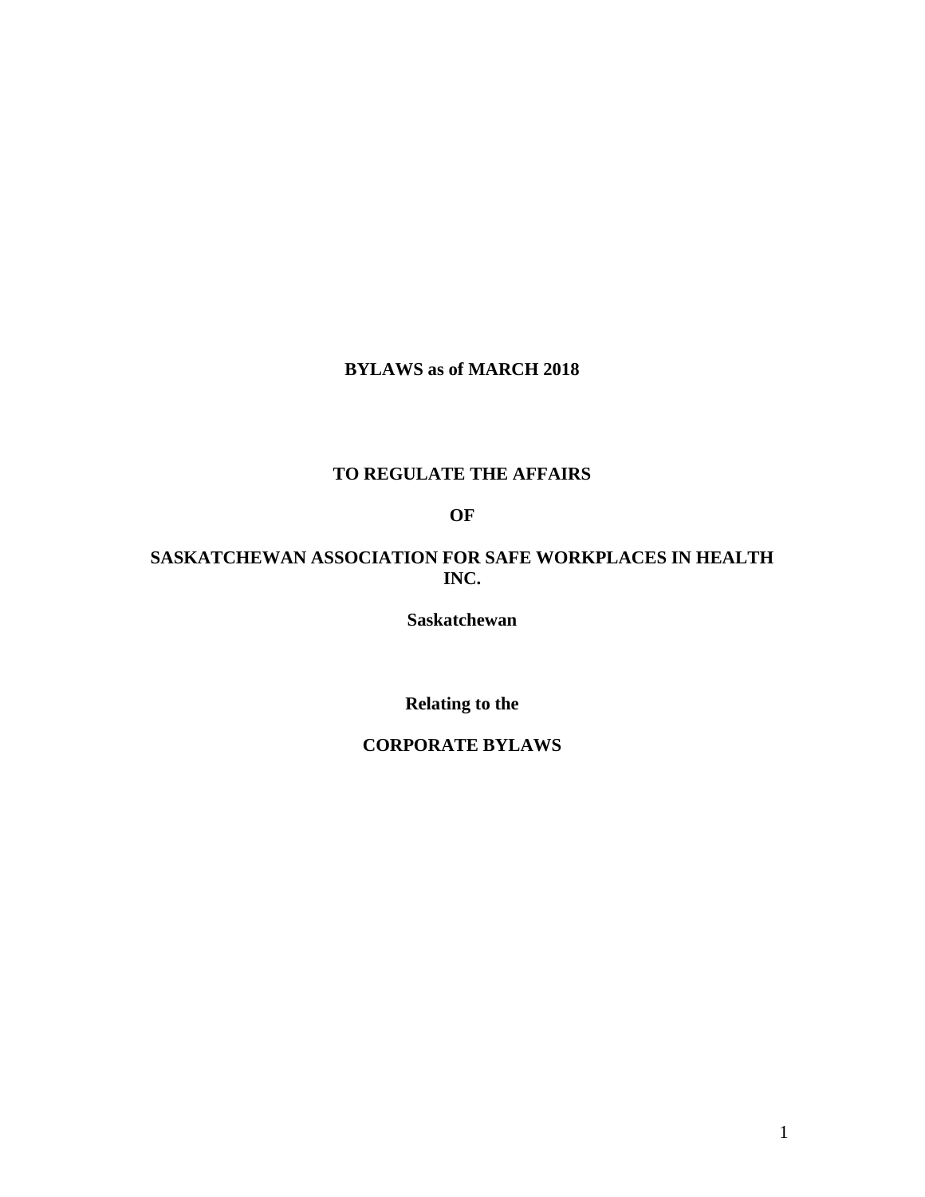**BYLAWS as of MARCH 2018**

**TO REGULATE THE AFFAIRS**

**OF**

**SASKATCHEWAN ASSOCIATION FOR SAFE WORKPLACES IN HEALTH INC.**

**Saskatchewan**

**Relating to the**

**CORPORATE BYLAWS**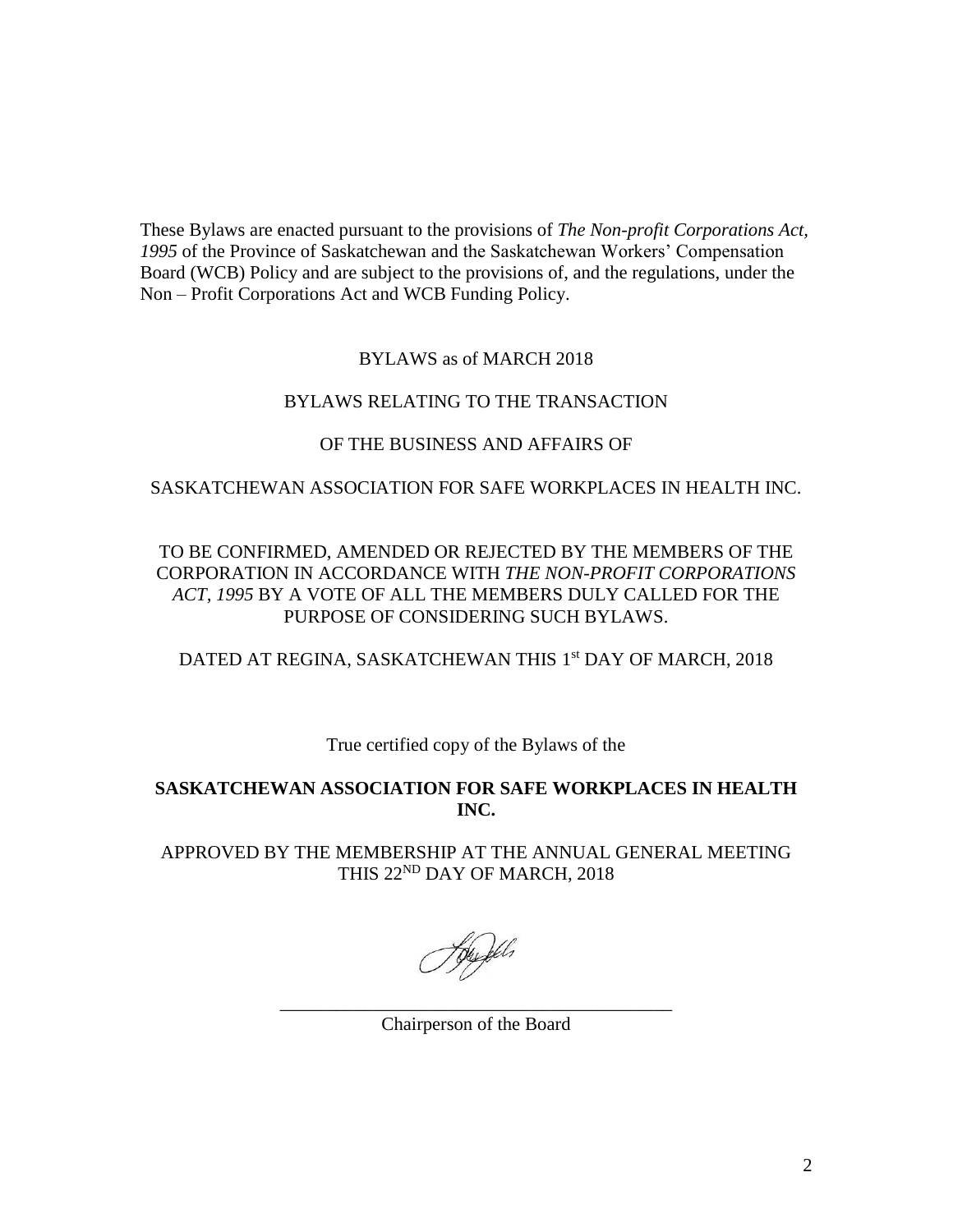These Bylaws are enacted pursuant to the provisions of *The Non-profit Corporations Act, 1995* of the Province of Saskatchewan and the Saskatchewan Workers' Compensation Board (WCB) Policy and are subject to the provisions of, and the regulations, under the Non – Profit Corporations Act and WCB Funding Policy.

BYLAWS as of MARCH 2018

BYLAWS RELATING TO THE TRANSACTION

OF THE BUSINESS AND AFFAIRS OF

SASKATCHEWAN ASSOCIATION FOR SAFE WORKPLACES IN HEALTH INC.

TO BE CONFIRMED, AMENDED OR REJECTED BY THE MEMBERS OF THE CORPORATION IN ACCORDANCE WITH *THE NON-PROFIT CORPORATIONS ACT, 1995* BY A VOTE OF ALL THE MEMBERS DULY CALLED FOR THE PURPOSE OF CONSIDERING SUCH BYLAWS.

DATED AT REGINA, SASKATCHEWAN THIS 1st DAY OF MARCH, 2018

True certified copy of the Bylaws of the

**SASKATCHEWAN ASSOCIATION FOR SAFE WORKPLACES IN HEALTH INC.**

APPROVED BY THE MEMBERSHIP AT THE ANNUAL GENERAL MEETING THIS 22ND DAY OF MARCH, 2018

\_\_\_\_\_\_\_\_\_\_\_\_\_\_\_\_\_\_\_\_\_\_\_\_\_\_\_\_\_\_\_\_\_\_\_\_\_\_\_\_\_\_

Chairperson of the Board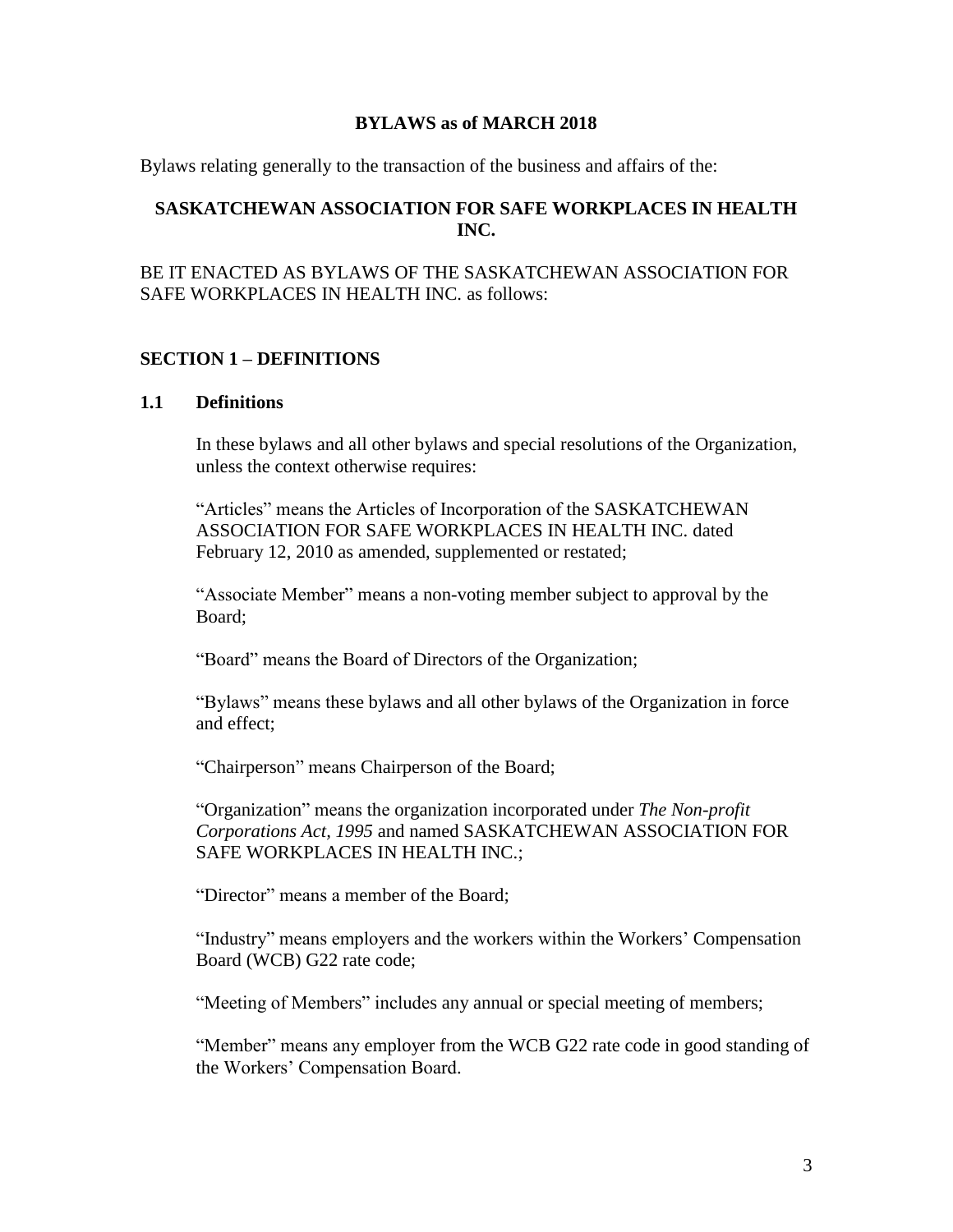**BYLAWS as of MARCH 2018**

Bylaws relating generally to the transaction of the business and affairs of the:

**SASKATCHEWAN ASSOCIATION FOR SAFE WORKPLACES IN HEALTH INC.**

BE IT ENACTED AS BYLAWS OF THE SASKATCHEWAN ASSOCIATION FOR SAFE WORKPLACES IN HEALTH INC. as follows:

## SECTION 1 – DEFINITIONS

### 1.1 Definitions

In these bylaws and all other bylaws and special resolutions of the Organization, unless the context otherwise requires:

"Articles" means the Articles of Incorporation of the SASKATCHEWAN ASSOCIATION FOR SAFE WORKPLACES IN HEALTH INC. dated February 12, 2010 as amended, supplemented or restated;

"Associate Member" means a non-voting member subject to approval by the Board;

"Board" means the Board of Directors of the Organization;

"Bylaws" means these bylaws and all other bylaws of the Organization in force and effect;

"Chairperson" means Chairperson of the Board;

"Organization" means the organization incorporated under *The Non-profit Corporations Act, 1995* and named SASKATCHEWAN ASSOCIATION FOR SAFE WORKPLACES IN HEALTH INC.;

"Director" means a member of the Board;

"Industry" means employers and the workers within the Workers' Compensation Board (WCB) G22 rate code;

"Meeting of Members" includes any annual or special meeting of members;

"Member" means any employer from the WCB G22 rate code in good standing of the Workers' Compensation Board.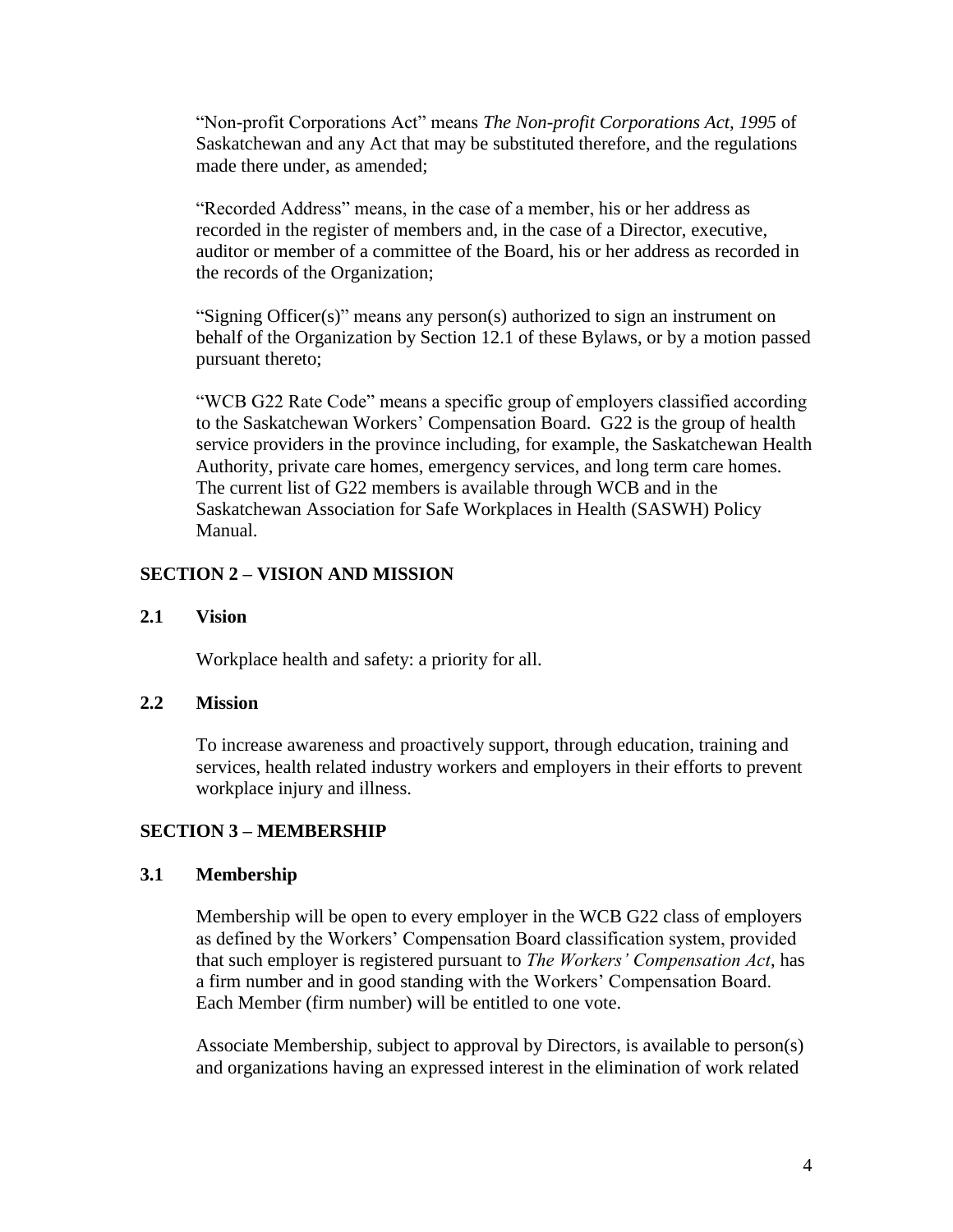"Non-profit Corporations Act" means *The Non-profit Corporations Act, 1995* of Saskatchewan and any Act that may be substituted therefore, and the regulations made there under, as amended;

"Recorded Address" means, in the case of a member, his or her address as recorded in the register of members and, in the case of a Director, executive, auditor or member of a committee of the Board, his or her address as recorded in the records of the Organization;

"Signing Officer(s)" means any person(s) authorized to sign an instrument on behalf of the Organization by Section 12.1 of these Bylaws, or by a motion passed pursuant thereto;

"WCB G22 Rate Code" means a specific group of employers classified according to the Saskatchewan Workers' Compensation Board. G22 is the group of health service providers in the province including, for example, the Saskatchewan Health Authority, private care homes, emergency services, and long term care homes. The current list of G22 members is available through WCB and in the Saskatchewan Association for Safe Workplaces in Health (SASWH) Policy Manual.

## SECTION 2 – VISION AND MISSION

### 2.1 Vision

Workplace health and safety: a priority for all.

### 2.2 Mission

To increase awareness and proactively support, through education, training and services, health related industry workers and employers in their efforts to prevent workplace injury and illness.

## SECTION 3 – MEMBERSHIP

### 3.1 Membership

Membership will be open to every employer in the WCB G22 class of employers as defined by the Workers' Compensation Board classification system, provided that such employer is registered pursuant to *The Workers' Compensation Act*, has a firm number and in good standing with the Workers' Compensation Board. Each Member (firm number) will be entitled to one vote.

Associate Membership, subject to approval by Directors, is available to person(s) and organizations having an expressed interest in the elimination of work related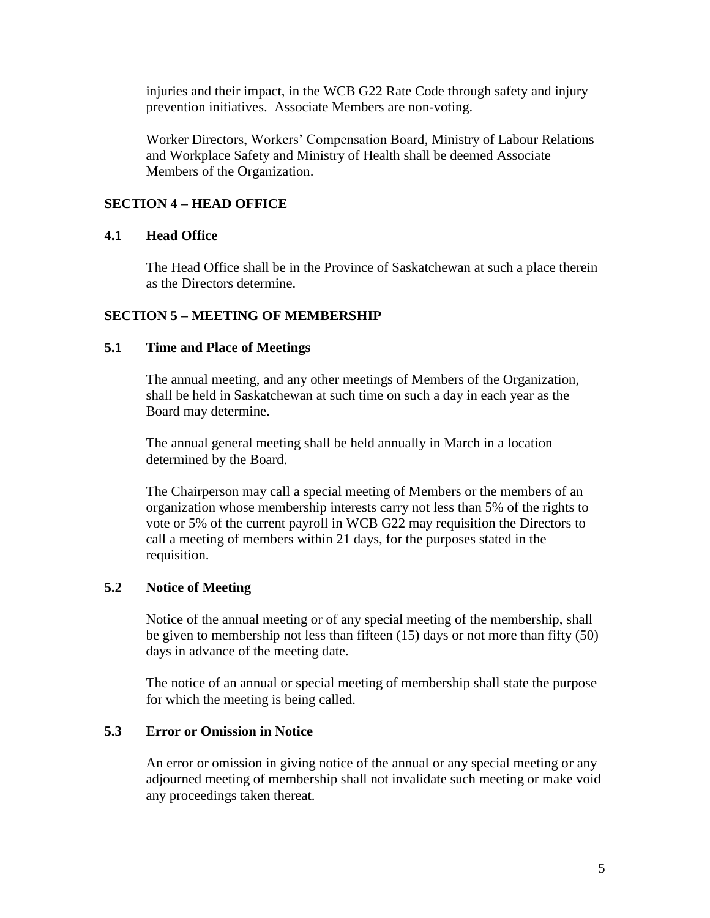injuries and their impact, in the WCB G22 Rate Code through safety and injury prevention initiatives. Associate Members are non-voting.

Worker Directors, Workers' Compensation Board, Ministry of Labour Relations and Workplace Safety and Ministry of Health shall be deemed Associate Members of the Organization.

## SECTION 4 – HEAD OFFICE

### 4.1 Head Office

The Head Office shall be in the Province of Saskatchewan at such a place therein as the Directors determine.

## SECTION 5 – MEETING OF MEMBERSHIP

### 5.1 Time and Place of Meetings

The annual meeting, and any other meetings of Members of the Organization, shall be held in Saskatchewan at such time on such a day in each year as the Board may determine.

The annual general meeting shall be held annually in March in a location determined by the Board.

The Chairperson may call a special meeting of Members or the members of an organization whose membership interests carry not less than 5% of the rights to vote or 5% of the current payroll in WCB G22 may requisition the Directors to call a meeting of members within 21 days, for the purposes stated in the requisition.

### 5.2 Notice of Meeting

Notice of the annual meeting or of any special meeting of the membership, shall be given to membership not less than fifteen (15) days or not more than fifty (50) days in advance of the meeting date.

The notice of an annual or special meeting of membership shall state the purpose for which the meeting is being called.

### 5.3 Error or Omission in Notice

An error or omission in giving notice of the annual or any special meeting or any adjourned meeting of membership shall not invalidate such meeting or make void any proceedings taken thereat.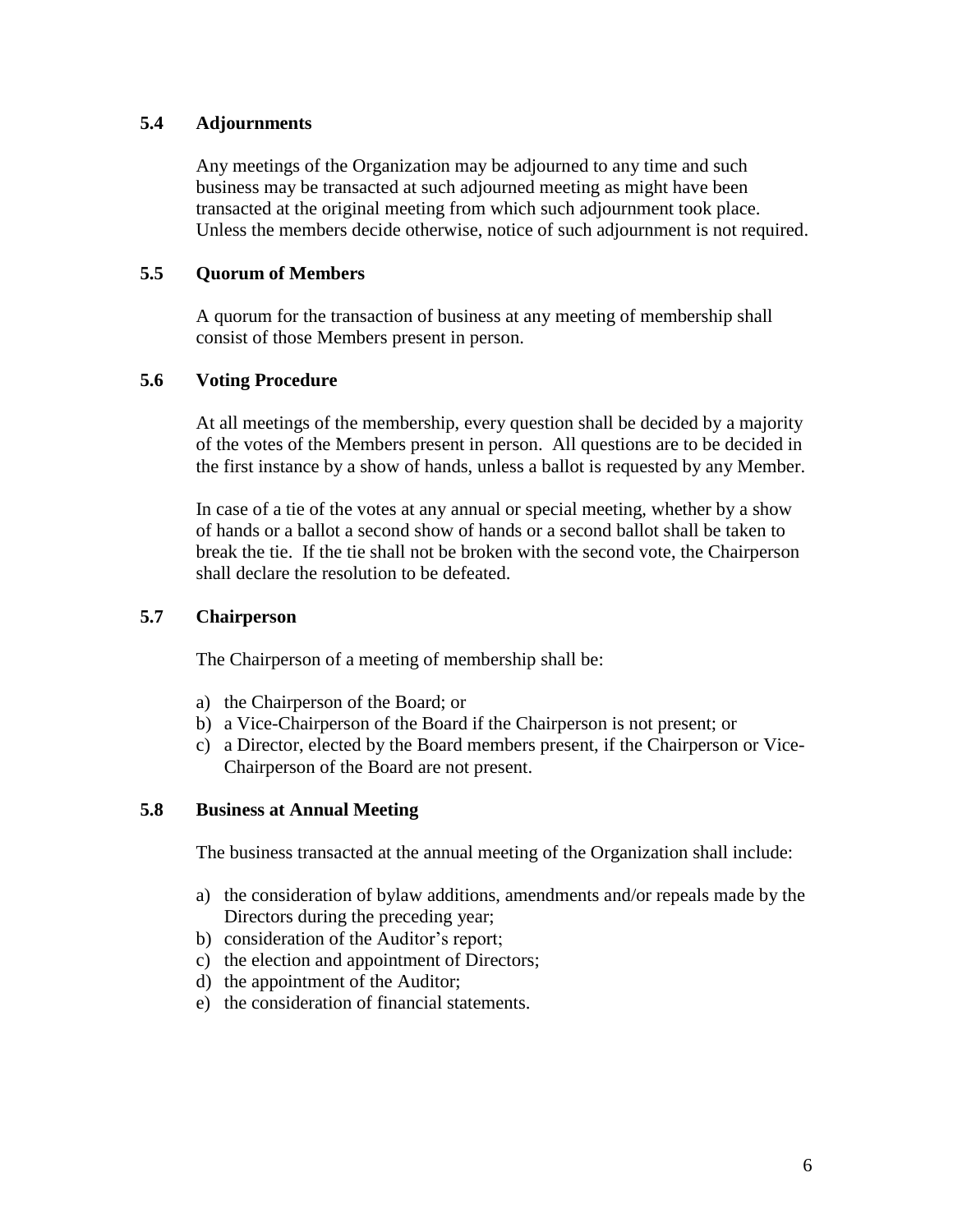### 5.4 Adjournments

Any meetings of the Organization may be adjourned to any time and such business may be transacted at such adjourned meeting as might have been transacted at the original meeting from which such adjournment took place. Unless the members decide otherwise, notice of such adjournment is not required.

### 5.5 Quorum of Members

A quorum for the transaction of business at any meeting of membership shall consist of those Members present in person.

### 5.6 Voting Procedure

At all meetings of the membership, every question shall be decided by a majority of the votes of the Members present in person. All questions are to be decided in the first instance by a show of hands, unless a ballot is requested by any Member.

In case of a tie of the votes at any annual or special meeting, whether by a show of hands or a ballot a second show of hands or a second ballot shall be taken to break the tie. If the tie shall not be broken with the second vote, the Chairperson shall declare the resolution to be defeated.

### 5.7 Chairperson

The Chairperson of a meeting of membership shall be:

a) the Chairperson of the Board; or
b) a Vice-Chairperson of the Board if the Chairperson is not present; or
c) a Director, elected by the Board members present, if the Chairperson or Vice-Chairperson of the Board are not present.

### 5.8 Business at Annual Meeting

The business transacted at the annual meeting of the Organization shall include:

a) the consideration of bylaw additions, amendments and/or repeals made by the Directors during the preceding year;
b) consideration of the Auditor's report;
c) the election and appointment of Directors;
d) the appointment of the Auditor;
e) the consideration of financial statements.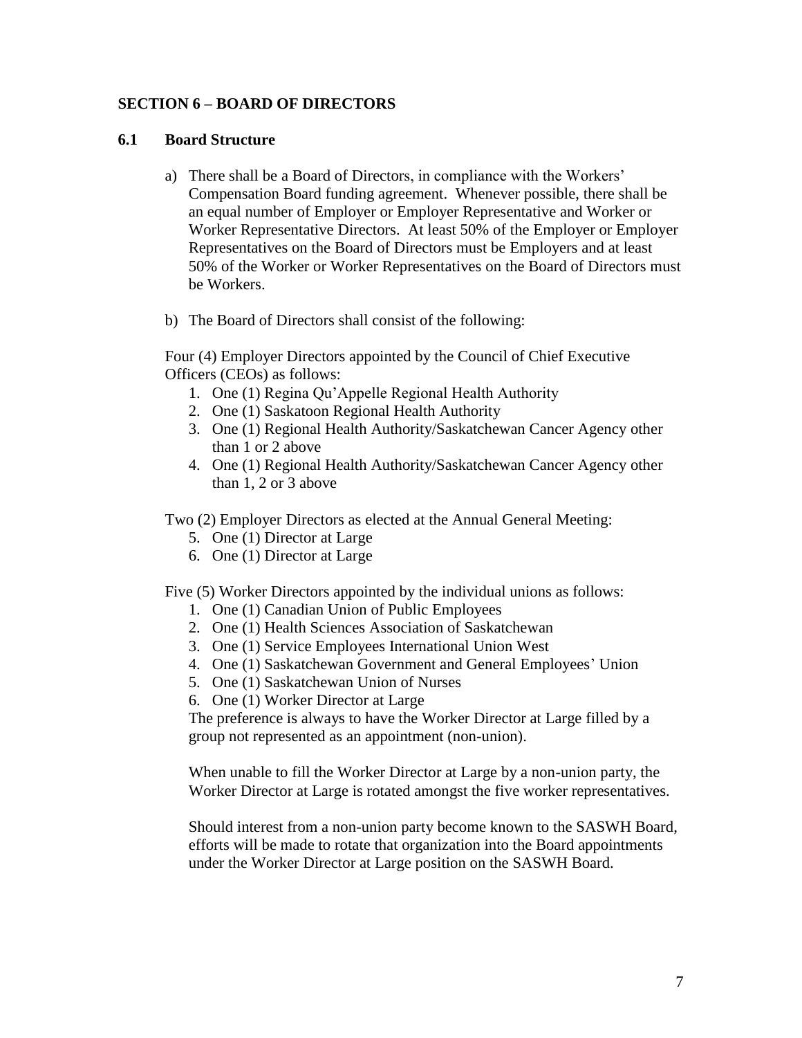## SECTION 6 – BOARD OF DIRECTORS

### 6.1 Board Structure

a) There shall be a Board of Directors, in compliance with the Workers' Compensation Board funding agreement. Whenever possible, there shall be an equal number of Employer or Employer Representative and Worker or Worker Representative Directors. At least 50% of the Employer or Employer Representatives on the Board of Directors must be Employers and at least 50% of the Worker or Worker Representatives on the Board of Directors must be Workers.

b) The Board of Directors shall consist of the following:

Four (4) Employer Directors appointed by the Council of Chief Executive Officers (CEOs) as follows:

1. One (1) Regina Qu'Appelle Regional Health Authority
2. One (1) Saskatoon Regional Health Authority
3. One (1) Regional Health Authority/Saskatchewan Cancer Agency other than 1 or 2 above
4. One (1) Regional Health Authority/Saskatchewan Cancer Agency other than 1, 2 or 3 above

Two (2) Employer Directors as elected at the Annual General Meeting:

5. One (1) Director at Large
6. One (1) Director at Large

Five (5) Worker Directors appointed by the individual unions as follows:

1. One (1) Canadian Union of Public Employees
2. One (1) Health Sciences Association of Saskatchewan
3. One (1) Service Employees International Union West
4. One (1) Saskatchewan Government and General Employees' Union
5. One (1) Saskatchewan Union of Nurses
6. One (1) Worker Director at Large

The preference is always to have the Worker Director at Large filled by a group not represented as an appointment (non-union).

When unable to fill the Worker Director at Large by a non-union party, the Worker Director at Large is rotated amongst the five worker representatives.

Should interest from a non-union party become known to the SASWH Board, efforts will be made to rotate that organization into the Board appointments under the Worker Director at Large position on the SASWH Board.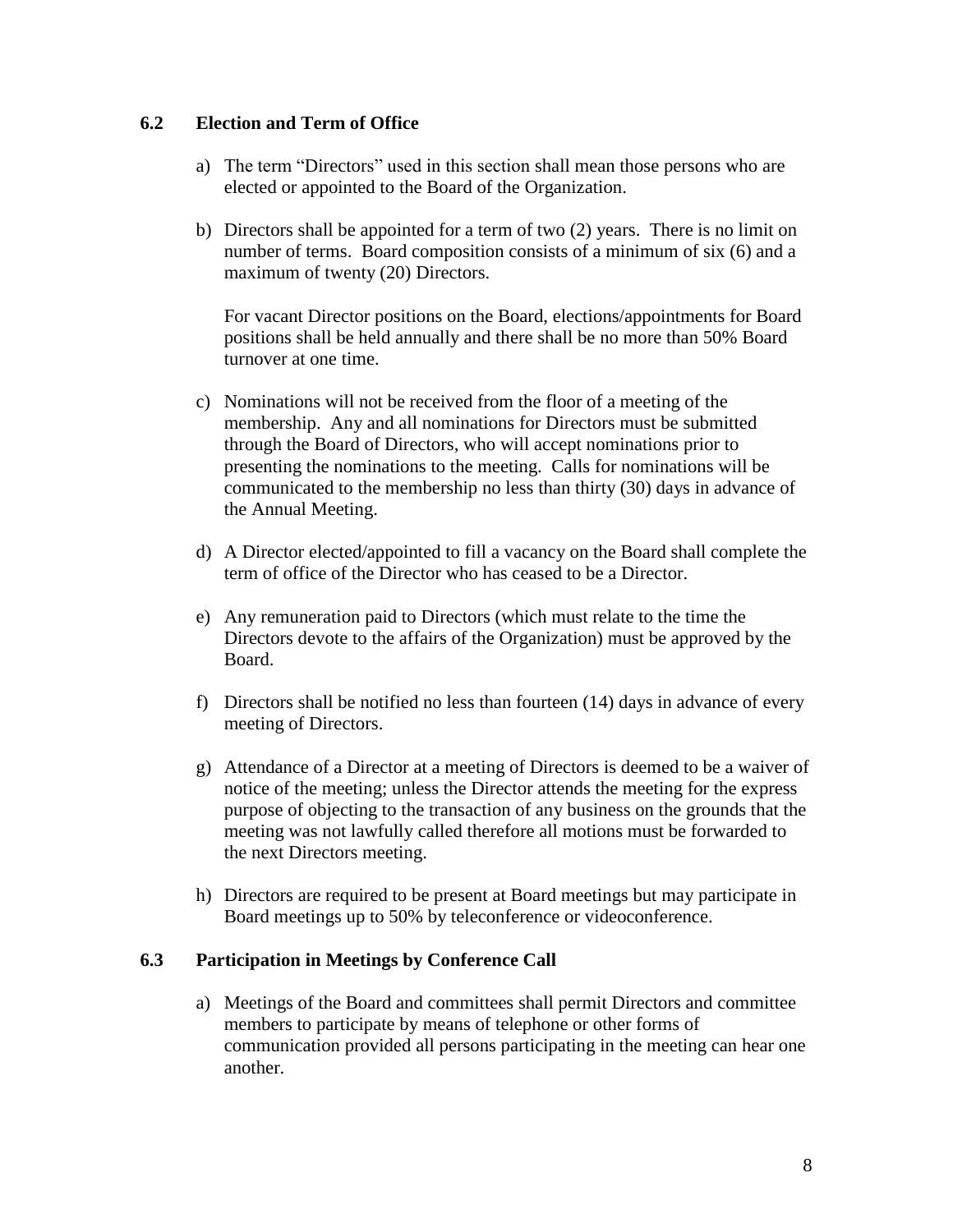### 6.2 Election and Term of Office

a) The term “Directors” used in this section shall mean those persons who are elected or appointed to the Board of the Organization.

b) Directors shall be appointed for a term of two (2) years. There is no limit on number of terms. Board composition consists of a minimum of six (6) and a maximum of twenty (20) Directors.

   For vacant Director positions on the Board, elections/appointments for Board positions shall be held annually and there shall be no more than 50% Board turnover at one time.

c) Nominations will not be received from the floor of a meeting of the membership. Any and all nominations for Directors must be submitted through the Board of Directors, who will accept nominations prior to presenting the nominations to the meeting. Calls for nominations will be communicated to the membership no less than thirty (30) days in advance of the Annual Meeting.

d) A Director elected/appointed to fill a vacancy on the Board shall complete the term of office of the Director who has ceased to be a Director.

e) Any remuneration paid to Directors (which must relate to the time the Directors devote to the affairs of the Organization) must be approved by the Board.

f) Directors shall be notified no less than fourteen (14) days in advance of every meeting of Directors.

g) Attendance of a Director at a meeting of Directors is deemed to be a waiver of notice of the meeting; unless the Director attends the meeting for the express purpose of objecting to the transaction of any business on the grounds that the meeting was not lawfully called therefore all motions must be forwarded to the next Directors meeting.

h) Directors are required to be present at Board meetings but may participate in Board meetings up to 50% by teleconference or videoconference.

### 6.3 Participation in Meetings by Conference Call

a) Meetings of the Board and committees shall permit Directors and committee members to participate by means of telephone or other forms of communication provided all persons participating in the meeting can hear one another.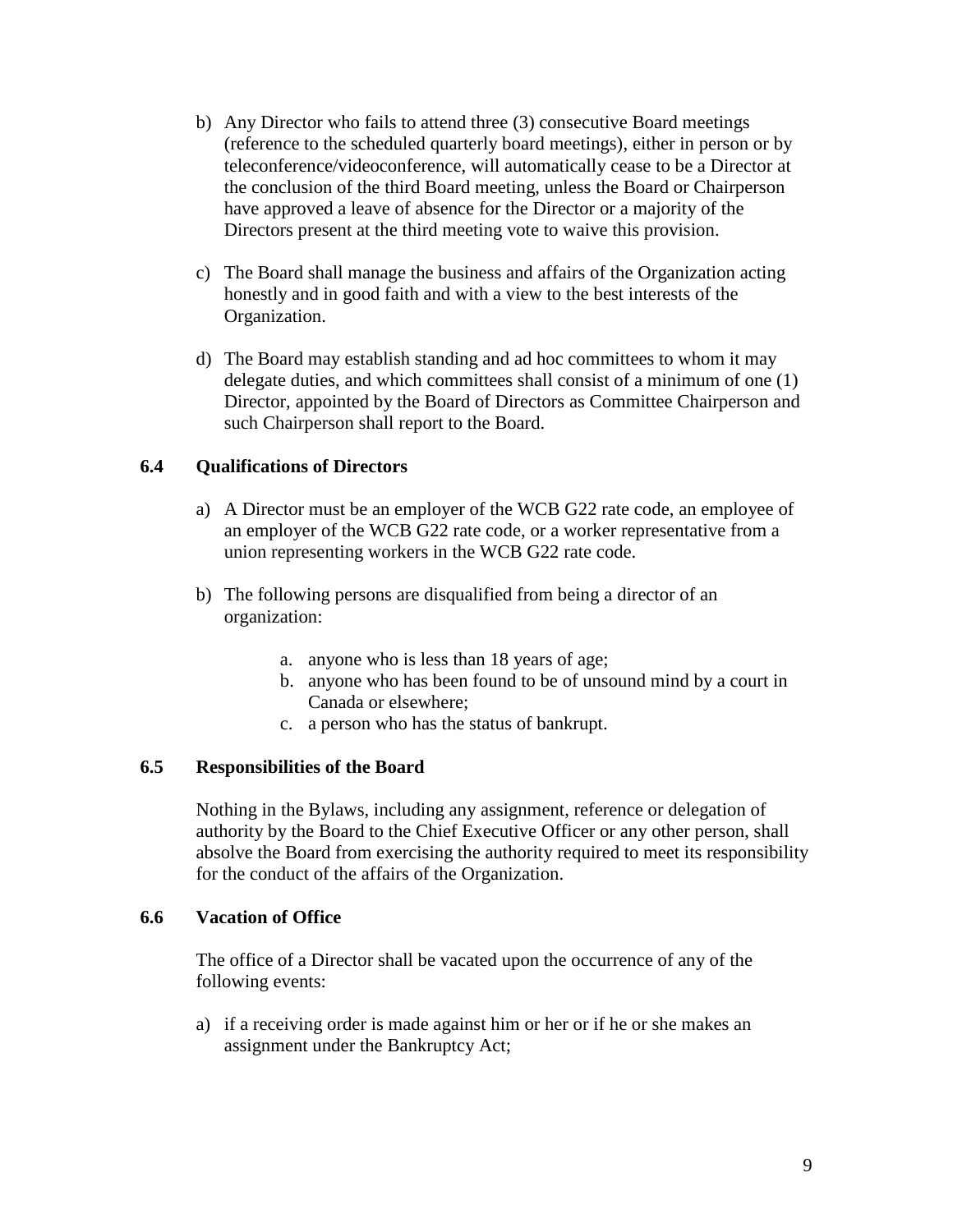b) Any Director who fails to attend three (3) consecutive Board meetings (reference to the scheduled quarterly board meetings), either in person or by teleconference/videoconference, will automatically cease to be a Director at the conclusion of the third Board meeting, unless the Board or Chairperson have approved a leave of absence for the Director or a majority of the Directors present at the third meeting vote to waive this provision.

c) The Board shall manage the business and affairs of the Organization acting honestly and in good faith and with a view to the best interests of the Organization.

d) The Board may establish standing and ad hoc committees to whom it may delegate duties, and which committees shall consist of a minimum of one (1) Director, appointed by the Board of Directors as Committee Chairperson and such Chairperson shall report to the Board.

### 6.4 Qualifications of Directors

a) A Director must be an employer of the WCB G22 rate code, an employee of an employer of the WCB G22 rate code, or a worker representative from a union representing workers in the WCB G22 rate code.

b) The following persons are disqualified from being a director of an organization:

    a. anyone who is less than 18 years of age;
    b. anyone who has been found to be of unsound mind by a court in Canada or elsewhere;
    c. a person who has the status of bankrupt.

### 6.5 Responsibilities of the Board

Nothing in the Bylaws, including any assignment, reference or delegation of authority by the Board to the Chief Executive Officer or any other person, shall absolve the Board from exercising the authority required to meet its responsibility for the conduct of the affairs of the Organization.

### 6.6 Vacation of Office

The office of a Director shall be vacated upon the occurrence of any of the following events:

a) if a receiving order is made against him or her or if he or she makes an assignment under the Bankruptcy Act;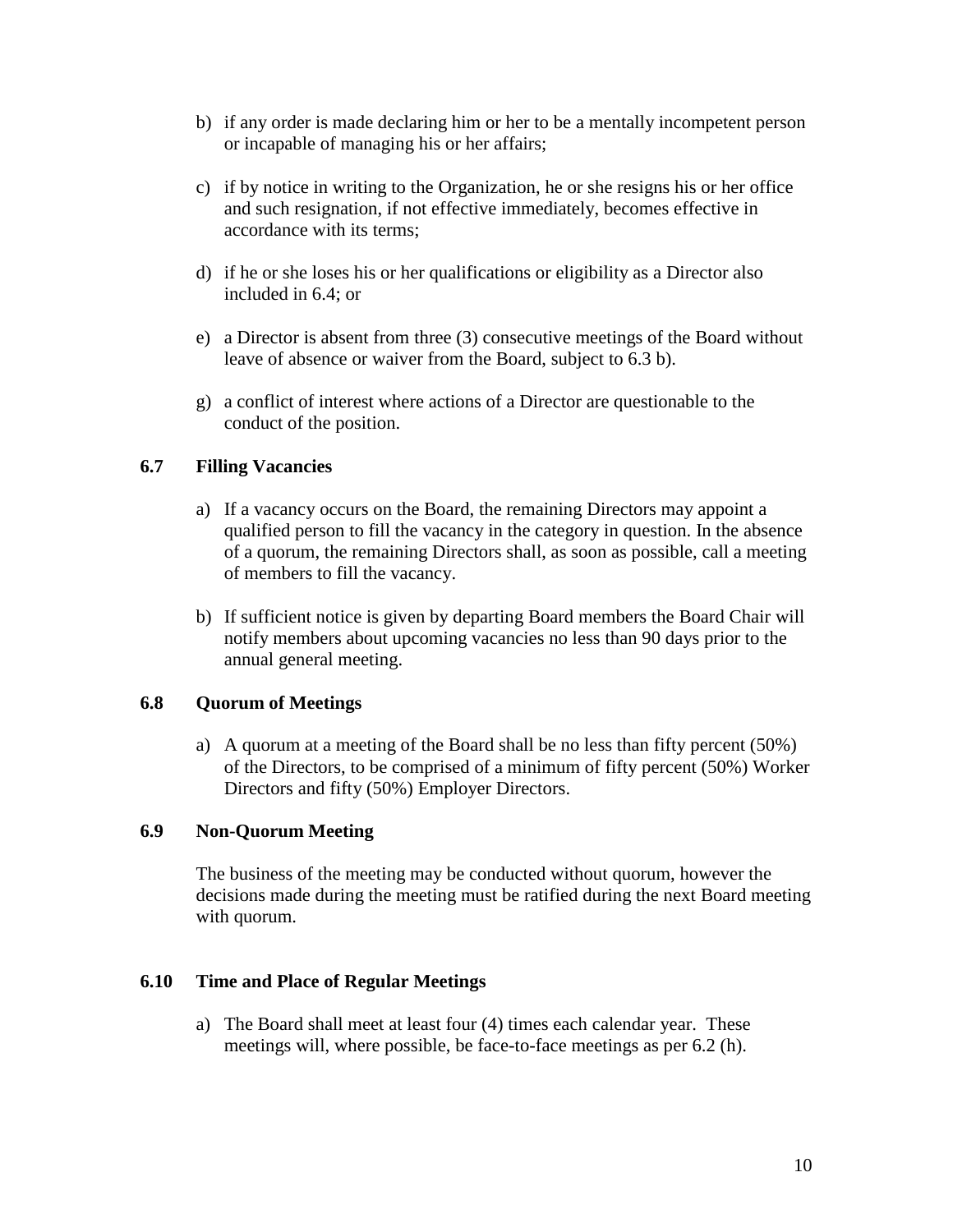b) if any order is made declaring him or her to be a mentally incompetent person or incapable of managing his or her affairs;

c) if by notice in writing to the Organization, he or she resigns his or her office and such resignation, if not effective immediately, becomes effective in accordance with its terms;

d) if he or she loses his or her qualifications or eligibility as a Director also included in 6.4; or

e) a Director is absent from three (3) consecutive meetings of the Board without leave of absence or waiver from the Board, subject to 6.3 b).

g) a conflict of interest where actions of a Director are questionable to the conduct of the position.

### 6.7 Filling Vacancies

a) If a vacancy occurs on the Board, the remaining Directors may appoint a qualified person to fill the vacancy in the category in question. In the absence of a quorum, the remaining Directors shall, as soon as possible, call a meeting of members to fill the vacancy.

b) If sufficient notice is given by departing Board members the Board Chair will notify members about upcoming vacancies no less than 90 days prior to the annual general meeting.

### 6.8 Quorum of Meetings

a) A quorum at a meeting of the Board shall be no less than fifty percent (50%) of the Directors, to be comprised of a minimum of fifty percent (50%) Worker Directors and fifty (50%) Employer Directors.

### 6.9 Non-Quorum Meeting

The business of the meeting may be conducted without quorum, however the decisions made during the meeting must be ratified during the next Board meeting with quorum.

### 6.10 Time and Place of Regular Meetings

a) The Board shall meet at least four (4) times each calendar year. These meetings will, where possible, be face-to-face meetings as per 6.2 (h).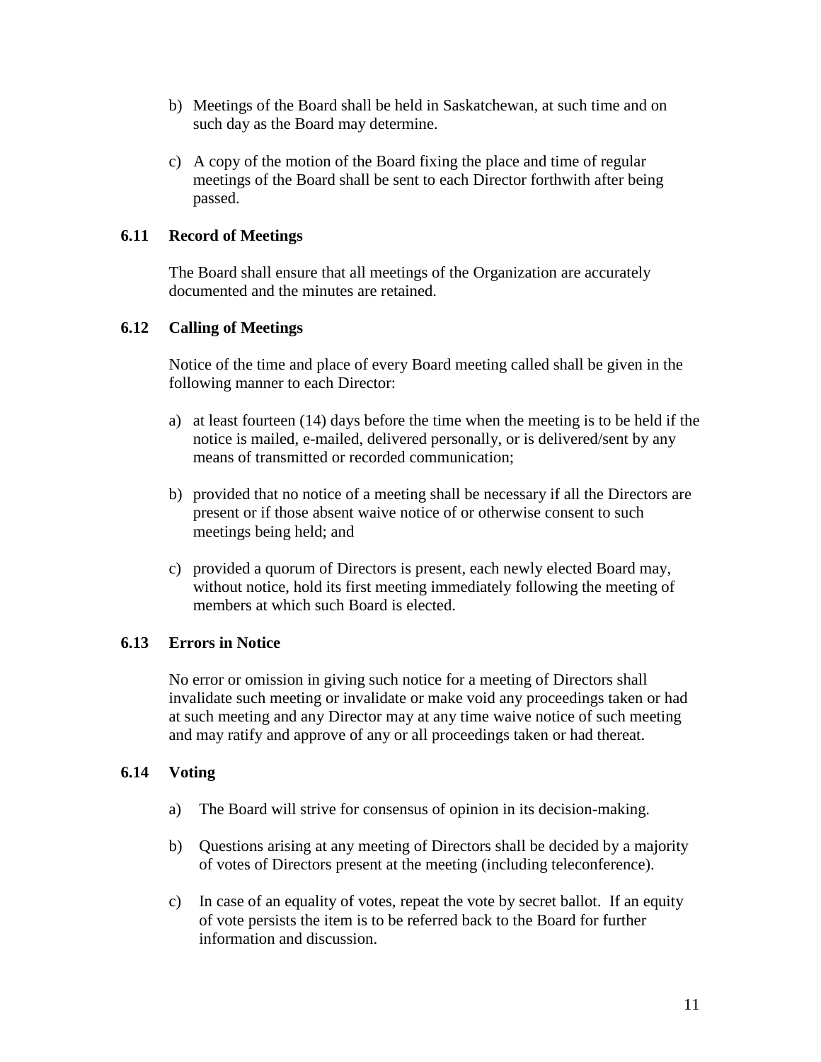b) Meetings of the Board shall be held in Saskatchewan, at such time and on such day as the Board may determine.

c) A copy of the motion of the Board fixing the place and time of regular meetings of the Board shall be sent to each Director forthwith after being passed.

### 6.11 Record of Meetings

The Board shall ensure that all meetings of the Organization are accurately documented and the minutes are retained.

### 6.12 Calling of Meetings

Notice of the time and place of every Board meeting called shall be given in the following manner to each Director:

a) at least fourteen (14) days before the time when the meeting is to be held if the notice is mailed, e-mailed, delivered personally, or is delivered/sent by any means of transmitted or recorded communication;

b) provided that no notice of a meeting shall be necessary if all the Directors are present or if those absent waive notice of or otherwise consent to such meetings being held; and

c) provided a quorum of Directors is present, each newly elected Board may, without notice, hold its first meeting immediately following the meeting of members at which such Board is elected.

### 6.13 Errors in Notice

No error or omission in giving such notice for a meeting of Directors shall invalidate such meeting or invalidate or make void any proceedings taken or had at such meeting and any Director may at any time waive notice of such meeting and may ratify and approve of any or all proceedings taken or had thereat.

### 6.14 Voting

a) The Board will strive for consensus of opinion in its decision-making.

b) Questions arising at any meeting of Directors shall be decided by a majority of votes of Directors present at the meeting (including teleconference).

c) In case of an equality of votes, repeat the vote by secret ballot. If an equity of vote persists the item is to be referred back to the Board for further information and discussion.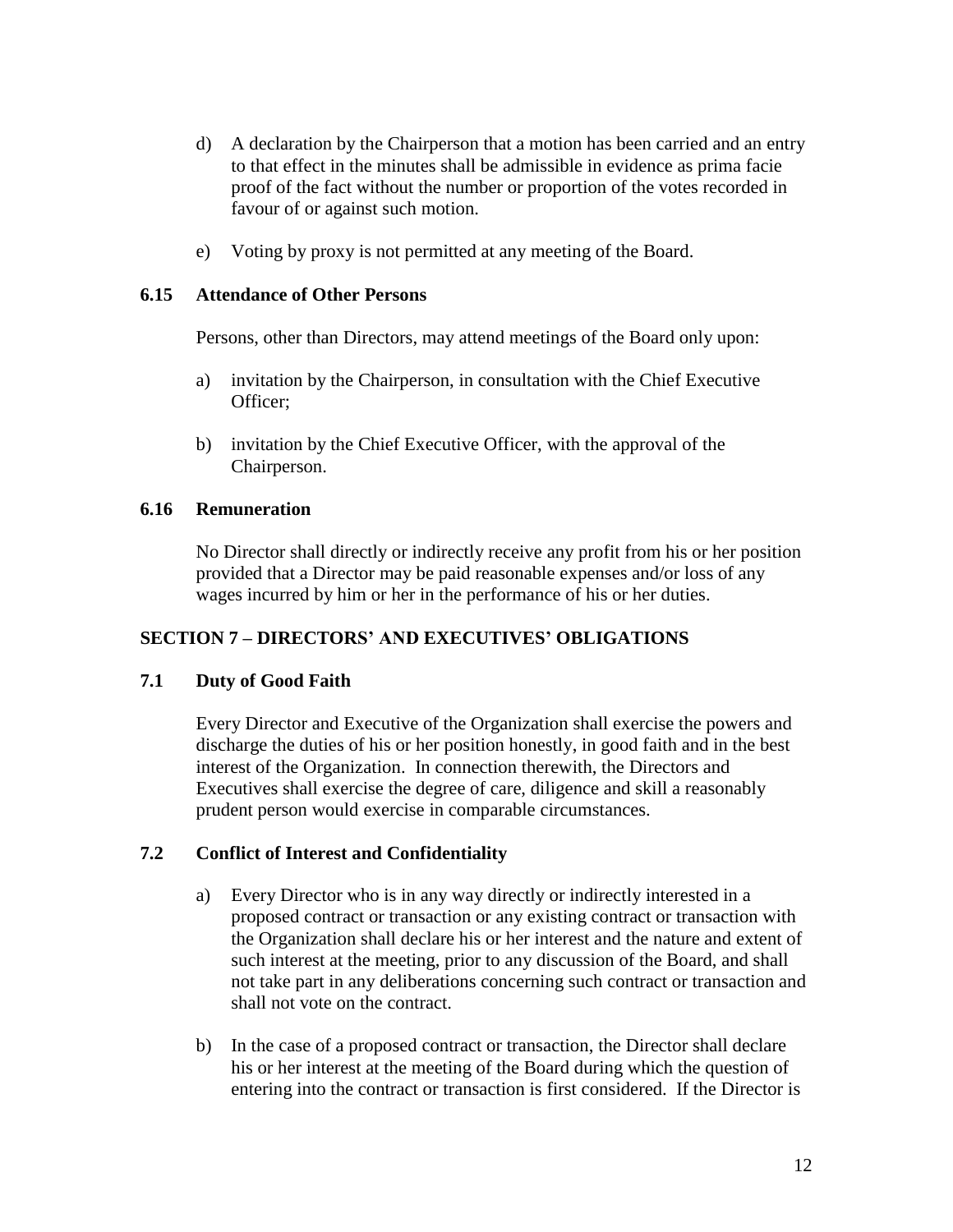d) A declaration by the Chairperson that a motion has been carried and an entry to that effect in the minutes shall be admissible in evidence as prima facie proof of the fact without the number or proportion of the votes recorded in favour of or against such motion.

e) Voting by proxy is not permitted at any meeting of the Board.

### 6.15 Attendance of Other Persons

Persons, other than Directors, may attend meetings of the Board only upon:

a) invitation by the Chairperson, in consultation with the Chief Executive Officer;

b) invitation by the Chief Executive Officer, with the approval of the Chairperson.

### 6.16 Remuneration

No Director shall directly or indirectly receive any profit from his or her position provided that a Director may be paid reasonable expenses and/or loss of any wages incurred by him or her in the performance of his or her duties.

## SECTION 7 – DIRECTORS' AND EXECUTIVES' OBLIGATIONS

### 7.1 Duty of Good Faith

Every Director and Executive of the Organization shall exercise the powers and discharge the duties of his or her position honestly, in good faith and in the best interest of the Organization. In connection therewith, the Directors and Executives shall exercise the degree of care, diligence and skill a reasonably prudent person would exercise in comparable circumstances.

### 7.2 Conflict of Interest and Confidentiality

a) Every Director who is in any way directly or indirectly interested in a proposed contract or transaction or any existing contract or transaction with the Organization shall declare his or her interest and the nature and extent of such interest at the meeting, prior to any discussion of the Board, and shall not take part in any deliberations concerning such contract or transaction and shall not vote on the contract.

b) In the case of a proposed contract or transaction, the Director shall declare his or her interest at the meeting of the Board during which the question of entering into the contract or transaction is first considered. If the Director is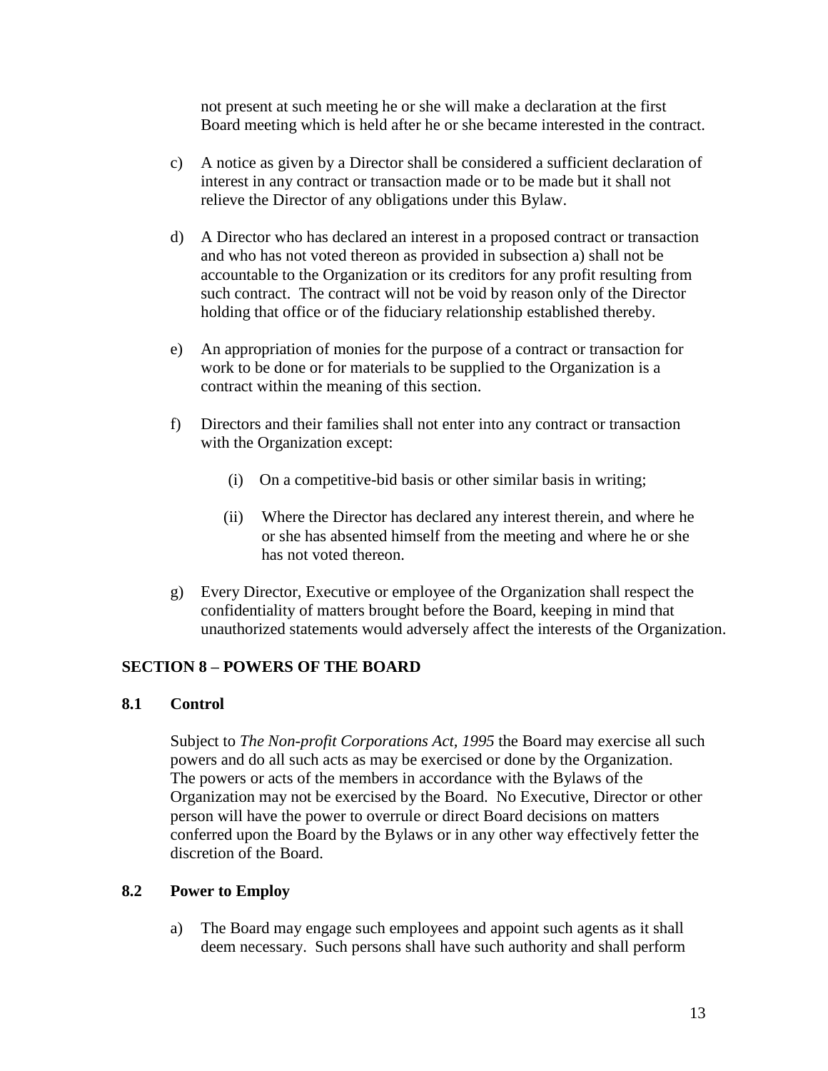not present at such meeting he or she will make a declaration at the first Board meeting which is held after he or she became interested in the contract.

c) A notice as given by a Director shall be considered a sufficient declaration of interest in any contract or transaction made or to be made but it shall not relieve the Director of any obligations under this Bylaw.

d) A Director who has declared an interest in a proposed contract or transaction and who has not voted thereon as provided in subsection a) shall not be accountable to the Organization or its creditors for any profit resulting from such contract. The contract will not be void by reason only of the Director holding that office or of the fiduciary relationship established thereby.

e) An appropriation of monies for the purpose of a contract or transaction for work to be done or for materials to be supplied to the Organization is a contract within the meaning of this section.

f) Directors and their families shall not enter into any contract or transaction with the Organization except:

   (i) On a competitive-bid basis or other similar basis in writing;

   (ii) Where the Director has declared any interest therein, and where he or she has absented himself from the meeting and where he or she has not voted thereon.

g) Every Director, Executive or employee of the Organization shall respect the confidentiality of matters brought before the Board, keeping in mind that unauthorized statements would adversely affect the interests of the Organization.

## SECTION 8 – POWERS OF THE BOARD

### 8.1 Control

Subject to *The Non-profit Corporations Act, 1995* the Board may exercise all such powers and do all such acts as may be exercised or done by the Organization. The powers or acts of the members in accordance with the Bylaws of the Organization may not be exercised by the Board. No Executive, Director or other person will have the power to overrule or direct Board decisions on matters conferred upon the Board by the Bylaws or in any other way effectively fetter the discretion of the Board.

### 8.2 Power to Employ

a) The Board may engage such employees and appoint such agents as it shall deem necessary. Such persons shall have such authority and shall perform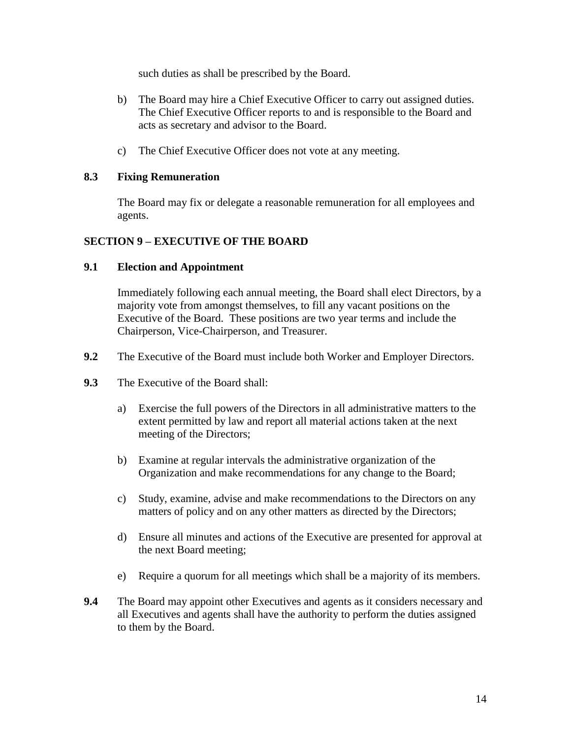such duties as shall be prescribed by the Board.

b) The Board may hire a Chief Executive Officer to carry out assigned duties. The Chief Executive Officer reports to and is responsible to the Board and acts as secretary and advisor to the Board.

c) The Chief Executive Officer does not vote at any meeting.

**8.3 Fixing Remuneration**

The Board may fix or delegate a reasonable remuneration for all employees and agents.

## SECTION 9 – EXECUTIVE OF THE BOARD

**9.1 Election and Appointment**

Immediately following each annual meeting, the Board shall elect Directors, by a majority vote from amongst themselves, to fill any vacant positions on the Executive of the Board. These positions are two year terms and include the Chairperson, Vice-Chairperson, and Treasurer.

**9.2** The Executive of the Board must include both Worker and Employer Directors.

**9.3** The Executive of the Board shall:

a) Exercise the full powers of the Directors in all administrative matters to the extent permitted by law and report all material actions taken at the next meeting of the Directors;

b) Examine at regular intervals the administrative organization of the Organization and make recommendations for any change to the Board;

c) Study, examine, advise and make recommendations to the Directors on any matters of policy and on any other matters as directed by the Directors;

d) Ensure all minutes and actions of the Executive are presented for approval at the next Board meeting;

e) Require a quorum for all meetings which shall be a majority of its members.

**9.4** The Board may appoint other Executives and agents as it considers necessary and all Executives and agents shall have the authority to perform the duties assigned to them by the Board.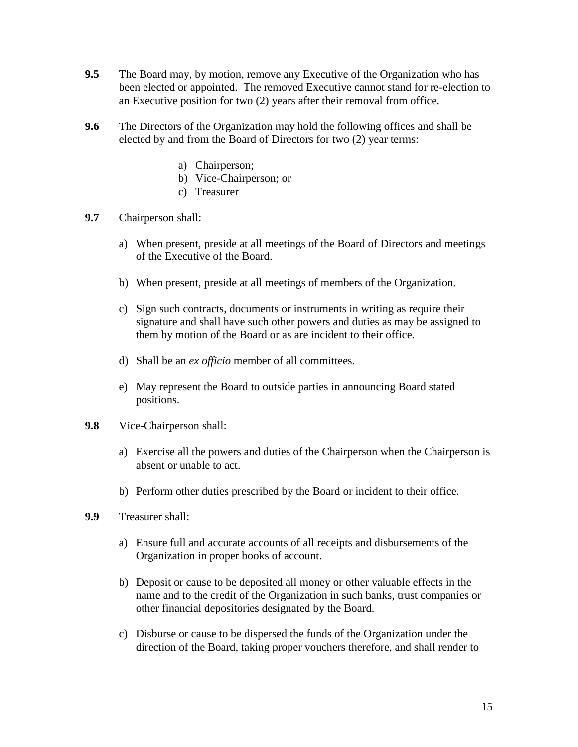**9.5** The Board may, by motion, remove any Executive of the Organization who has been elected or appointed. The removed Executive cannot stand for re-election to an Executive position for two (2) years after their removal from office.

**9.6** The Directors of the Organization may hold the following offices and shall be elected by and from the Board of Directors for two (2) year terms:

a) Chairperson;
b) Vice-Chairperson; or
c) Treasurer

**9.7** <u>Chairperson</u> shall:

a) When present, preside at all meetings of the Board of Directors and meetings of the Executive of the Board.

b) When present, preside at all meetings of members of the Organization.

c) Sign such contracts, documents or instruments in writing as require their signature and shall have such other powers and duties as may be assigned to them by motion of the Board or as are incident to their office.

d) Shall be an *ex officio* member of all committees.

e) May represent the Board to outside parties in announcing Board stated positions.

**9.8** <u>Vice-Chairperson</u> shall:

a) Exercise all the powers and duties of the Chairperson when the Chairperson is absent or unable to act.

b) Perform other duties prescribed by the Board or incident to their office.

**9.9** <u>Treasurer</u> shall:

a) Ensure full and accurate accounts of all receipts and disbursements of the Organization in proper books of account.

b) Deposit or cause to be deposited all money or other valuable effects in the name and to the credit of the Organization in such banks, trust companies or other financial depositories designated by the Board.

c) Disburse or cause to be dispersed the funds of the Organization under the direction of the Board, taking proper vouchers therefore, and shall render to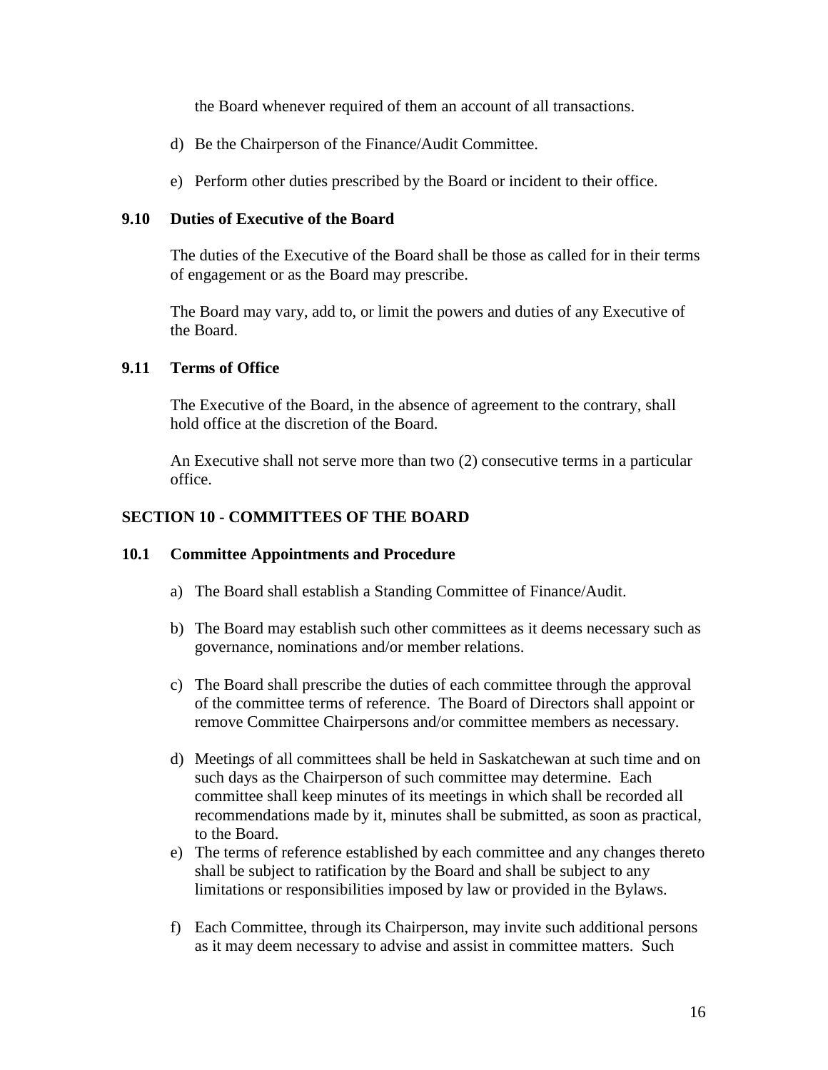the Board whenever required of them an account of all transactions.

d) Be the Chairperson of the Finance/Audit Committee.

e) Perform other duties prescribed by the Board or incident to their office.

### 9.10 Duties of Executive of the Board

The duties of the Executive of the Board shall be those as called for in their terms of engagement or as the Board may prescribe.

The Board may vary, add to, or limit the powers and duties of any Executive of the Board.

### 9.11 Terms of Office

The Executive of the Board, in the absence of agreement to the contrary, shall hold office at the discretion of the Board.

An Executive shall not serve more than two (2) consecutive terms in a particular office.

## SECTION 10 - COMMITTEES OF THE BOARD

### 10.1 Committee Appointments and Procedure

a) The Board shall establish a Standing Committee of Finance/Audit.

b) The Board may establish such other committees as it deems necessary such as governance, nominations and/or member relations.

c) The Board shall prescribe the duties of each committee through the approval of the committee terms of reference. The Board of Directors shall appoint or remove Committee Chairpersons and/or committee members as necessary.

d) Meetings of all committees shall be held in Saskatchewan at such time and on such days as the Chairperson of such committee may determine. Each committee shall keep minutes of its meetings in which shall be recorded all recommendations made by it, minutes shall be submitted, as soon as practical, to the Board.

e) The terms of reference established by each committee and any changes thereto shall be subject to ratification by the Board and shall be subject to any limitations or responsibilities imposed by law or provided in the Bylaws.

f) Each Committee, through its Chairperson, may invite such additional persons as it may deem necessary to advise and assist in committee matters. Such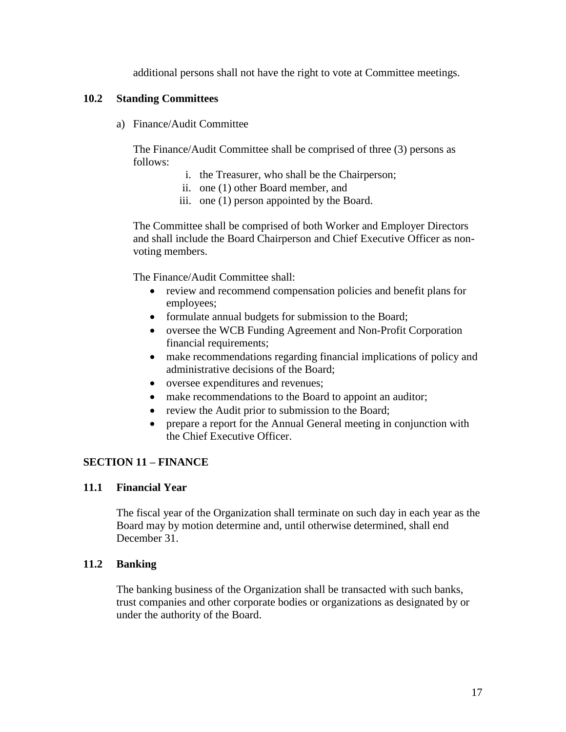additional persons shall not have the right to vote at Committee meetings.

### 10.2 Standing Committees

a) Finance/Audit Committee

The Finance/Audit Committee shall be comprised of three (3) persons as follows:

i. the Treasurer, who shall be the Chairperson;
ii. one (1) other Board member, and
iii. one (1) person appointed by the Board.

The Committee shall be comprised of both Worker and Employer Directors and shall include the Board Chairperson and Chief Executive Officer as non-voting members.

The Finance/Audit Committee shall:

- review and recommend compensation policies and benefit plans for employees;
- formulate annual budgets for submission to the Board;
- oversee the WCB Funding Agreement and Non-Profit Corporation financial requirements;
- make recommendations regarding financial implications of policy and administrative decisions of the Board;
- oversee expenditures and revenues;
- make recommendations to the Board to appoint an auditor;
- review the Audit prior to submission to the Board;
- prepare a report for the Annual General meeting in conjunction with the Chief Executive Officer.

## SECTION 11 – FINANCE

### 11.1 Financial Year

The fiscal year of the Organization shall terminate on such day in each year as the Board may by motion determine and, until otherwise determined, shall end December 31.

### 11.2 Banking

The banking business of the Organization shall be transacted with such banks, trust companies and other corporate bodies or organizations as designated by or under the authority of the Board.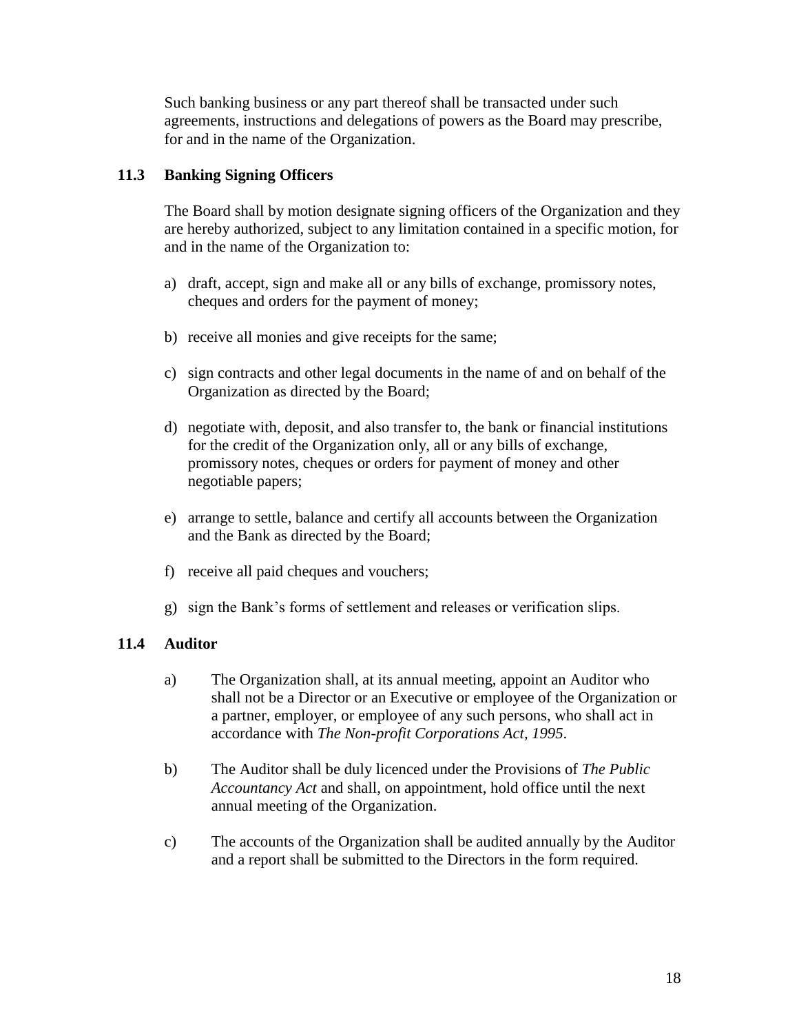Such banking business or any part thereof shall be transacted under such agreements, instructions and delegations of powers as the Board may prescribe, for and in the name of the Organization.

### 11.3 Banking Signing Officers

The Board shall by motion designate signing officers of the Organization and they are hereby authorized, subject to any limitation contained in a specific motion, for and in the name of the Organization to:

a) draft, accept, sign and make all or any bills of exchange, promissory notes, cheques and orders for the payment of money;

b) receive all monies and give receipts for the same;

c) sign contracts and other legal documents in the name of and on behalf of the Organization as directed by the Board;

d) negotiate with, deposit, and also transfer to, the bank or financial institutions for the credit of the Organization only, all or any bills of exchange, promissory notes, cheques or orders for payment of money and other negotiable papers;

e) arrange to settle, balance and certify all accounts between the Organization and the Bank as directed by the Board;

f) receive all paid cheques and vouchers;

g) sign the Bank's forms of settlement and releases or verification slips.

### 11.4 Auditor

a) The Organization shall, at its annual meeting, appoint an Auditor who shall not be a Director or an Executive or employee of the Organization or a partner, employer, or employee of any such persons, who shall act in accordance with *The Non-profit Corporations Act, 1995*.

b) The Auditor shall be duly licenced under the Provisions of *The Public Accountancy Act* and shall, on appointment, hold office until the next annual meeting of the Organization.

c) The accounts of the Organization shall be audited annually by the Auditor and a report shall be submitted to the Directors in the form required.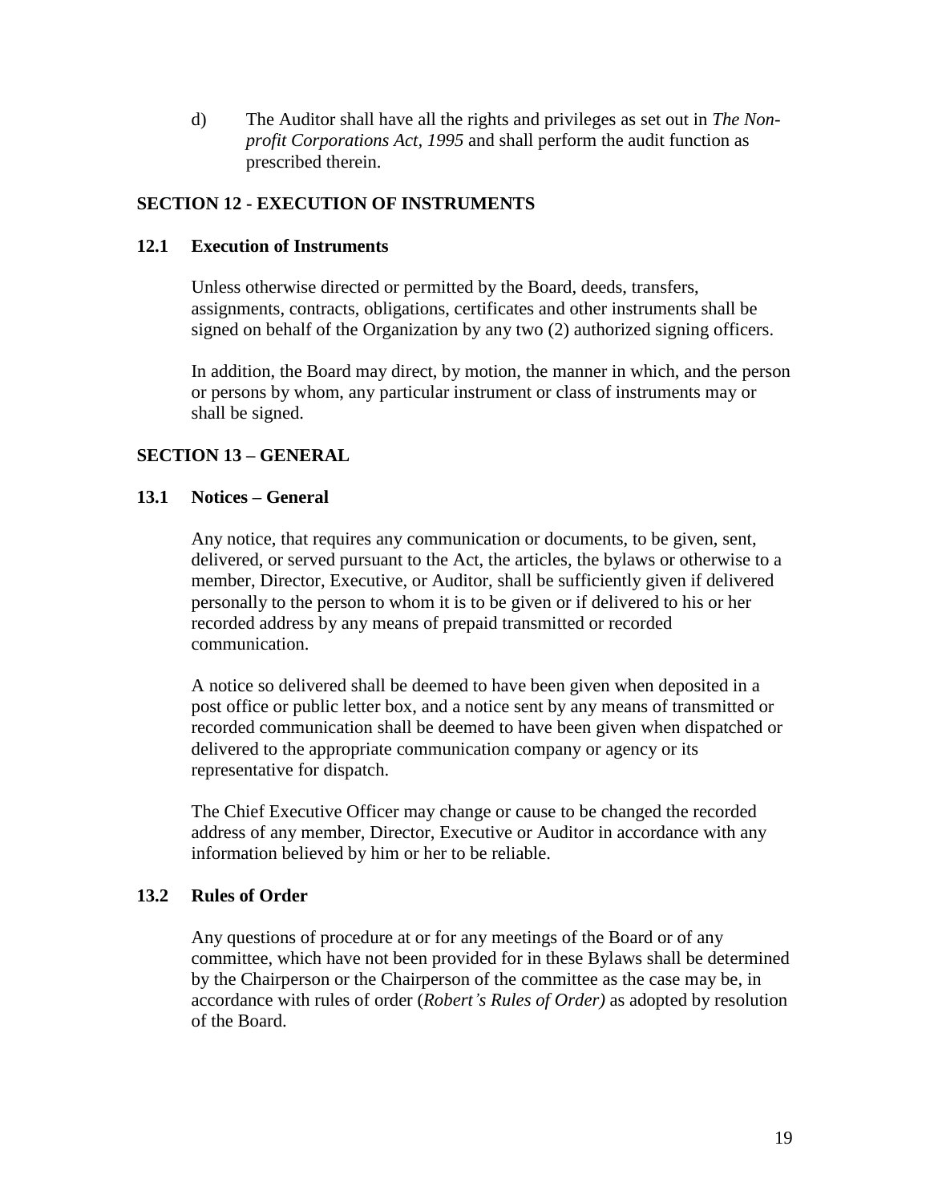d) The Auditor shall have all the rights and privileges as set out in *The Non-profit Corporations Act, 1995* and shall perform the audit function as prescribed therein.

## SECTION 12 - EXECUTION OF INSTRUMENTS

### 12.1 Execution of Instruments

Unless otherwise directed or permitted by the Board, deeds, transfers, assignments, contracts, obligations, certificates and other instruments shall be signed on behalf of the Organization by any two (2) authorized signing officers.

In addition, the Board may direct, by motion, the manner in which, and the person or persons by whom, any particular instrument or class of instruments may or shall be signed.

## SECTION 13 – GENERAL

### 13.1 Notices – General

Any notice, that requires any communication or documents, to be given, sent, delivered, or served pursuant to the Act, the articles, the bylaws or otherwise to a member, Director, Executive, or Auditor, shall be sufficiently given if delivered personally to the person to whom it is to be given or if delivered to his or her recorded address by any means of prepaid transmitted or recorded communication.

A notice so delivered shall be deemed to have been given when deposited in a post office or public letter box, and a notice sent by any means of transmitted or recorded communication shall be deemed to have been given when dispatched or delivered to the appropriate communication company or agency or its representative for dispatch.

The Chief Executive Officer may change or cause to be changed the recorded address of any member, Director, Executive or Auditor in accordance with any information believed by him or her to be reliable.

### 13.2 Rules of Order

Any questions of procedure at or for any meetings of the Board or of any committee, which have not been provided for in these Bylaws shall be determined by the Chairperson or the Chairperson of the committee as the case may be, in accordance with rules of order (*Robert's Rules of Order)* as adopted by resolution of the Board.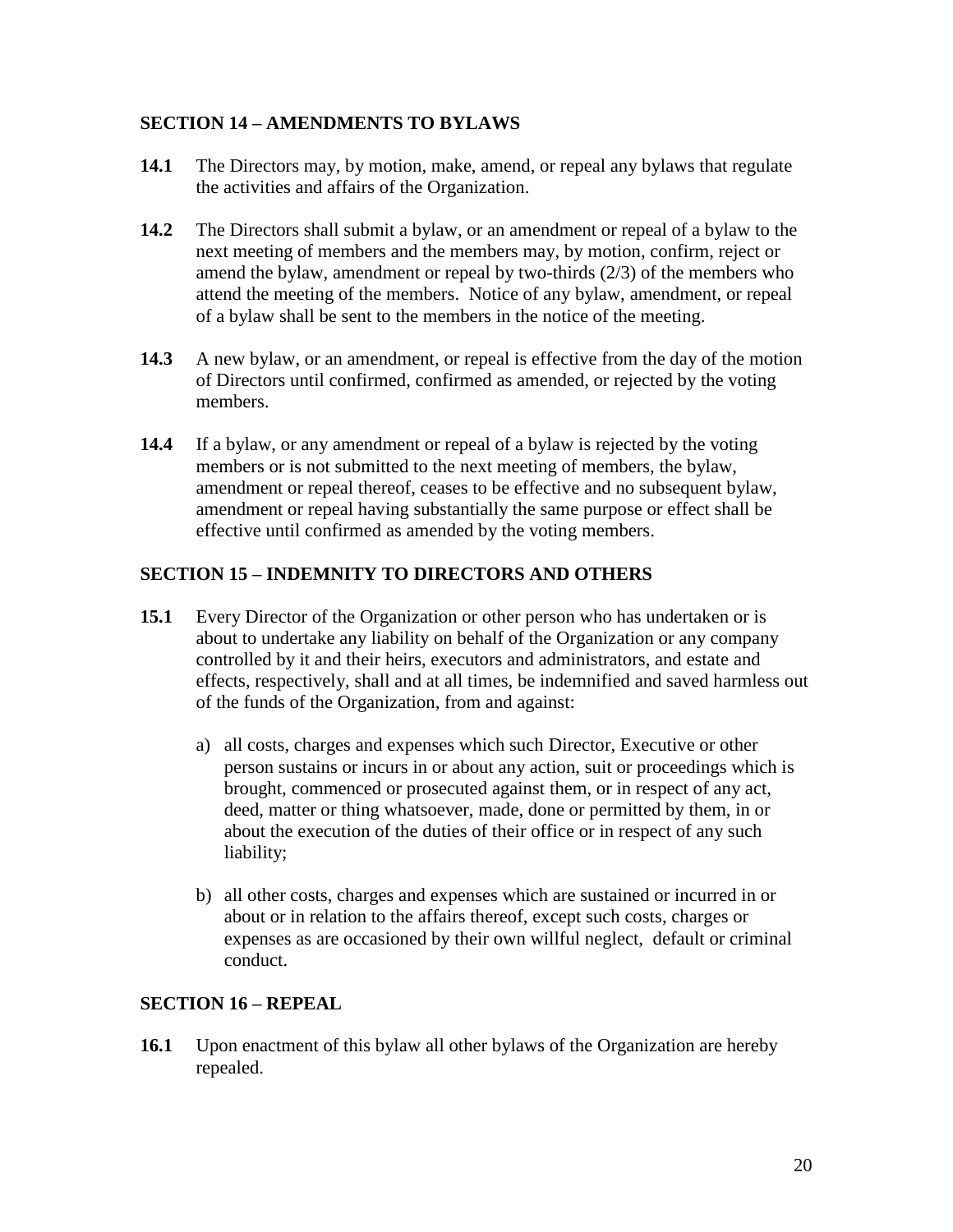## SECTION 14 – AMENDMENTS TO BYLAWS

**14.1** The Directors may, by motion, make, amend, or repeal any bylaws that regulate the activities and affairs of the Organization.

**14.2** The Directors shall submit a bylaw, or an amendment or repeal of a bylaw to the next meeting of members and the members may, by motion, confirm, reject or amend the bylaw, amendment or repeal by two-thirds (2/3) of the members who attend the meeting of the members. Notice of any bylaw, amendment, or repeal of a bylaw shall be sent to the members in the notice of the meeting.

**14.3** A new bylaw, or an amendment, or repeal is effective from the day of the motion of Directors until confirmed, confirmed as amended, or rejected by the voting members.

**14.4** If a bylaw, or any amendment or repeal of a bylaw is rejected by the voting members or is not submitted to the next meeting of members, the bylaw, amendment or repeal thereof, ceases to be effective and no subsequent bylaw, amendment or repeal having substantially the same purpose or effect shall be effective until confirmed as amended by the voting members.

## SECTION 15 – INDEMNITY TO DIRECTORS AND OTHERS

**15.1** Every Director of the Organization or other person who has undertaken or is about to undertake any liability on behalf of the Organization or any company controlled by it and their heirs, executors and administrators, and estate and effects, respectively, shall and at all times, be indemnified and saved harmless out of the funds of the Organization, from and against:

a) all costs, charges and expenses which such Director, Executive or other person sustains or incurs in or about any action, suit or proceedings which is brought, commenced or prosecuted against them, or in respect of any act, deed, matter or thing whatsoever, made, done or permitted by them, in or about the execution of the duties of their office or in respect of any such liability;

b) all other costs, charges and expenses which are sustained or incurred in or about or in relation to the affairs thereof, except such costs, charges or expenses as are occasioned by their own willful neglect, default or criminal conduct.

## SECTION 16 – REPEAL

**16.1** Upon enactment of this bylaw all other bylaws of the Organization are hereby repealed.